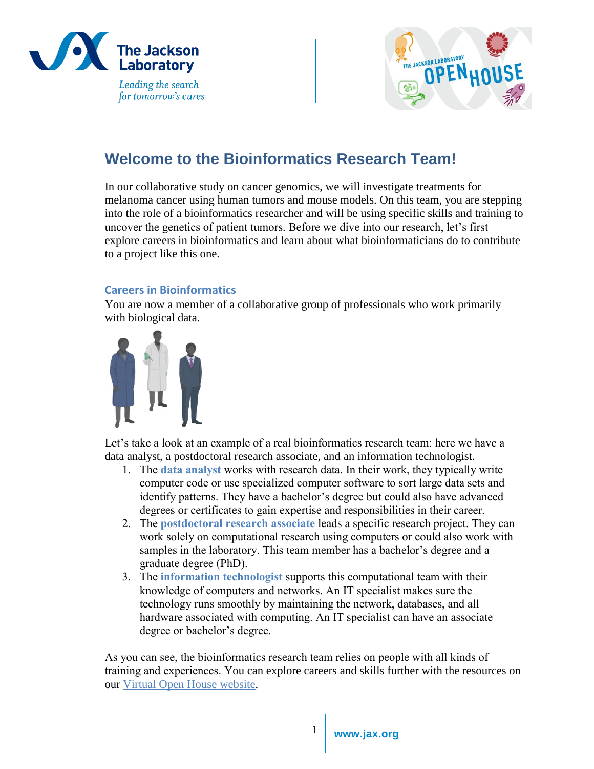# Welcome to the Bioinformatics Research Team!

In our collaborative study on cancer genomics, we will investigate treatments for melanoma cancer using human tumors and mouse models. On this team, you are stepping into the role of a bioinformatics researcher and will be using specific skills and training to uncover the genetics of patient tumors. Before we dive into our research, let's first explore careers in bioinformatics and learn about what bioinformaticians do to contribute to a project like this one.

## Careers in Bioinformatics

You are now a member of a collaborative group of professionals who work primarily with biological data.

Let's take a look at an example of a real bioinformatics research team: here we have a data analyst, a postdoctoral research associate, and an information technologist.

1. The **data analyst** works with research data. In their work, they typically write computer code or use specialized computer software to sort large data sets and identify patterns. They have a bachelor's degree but could also have advanced degrees or certificates to gain expertise and responsibilities in their career.
2. The **postdoctoral research associate** leads a specific research project. They can work solely on computational research using computers or could also work with samples in the laboratory. This team member has a bachelor's degree and a graduate degree (PhD).
3. The **information technologist** supports this computational team with their knowledge of computers and networks. An IT specialist makes sure the technology runs smoothly by maintaining the network, databases, and all hardware associated with computing. An IT specialist can have an associate degree or bachelor's degree.

As you can see, the bioinformatics research team relies on people with all kinds of training and experiences. You can explore careers and skills further with the resources on our Virtual Open House website.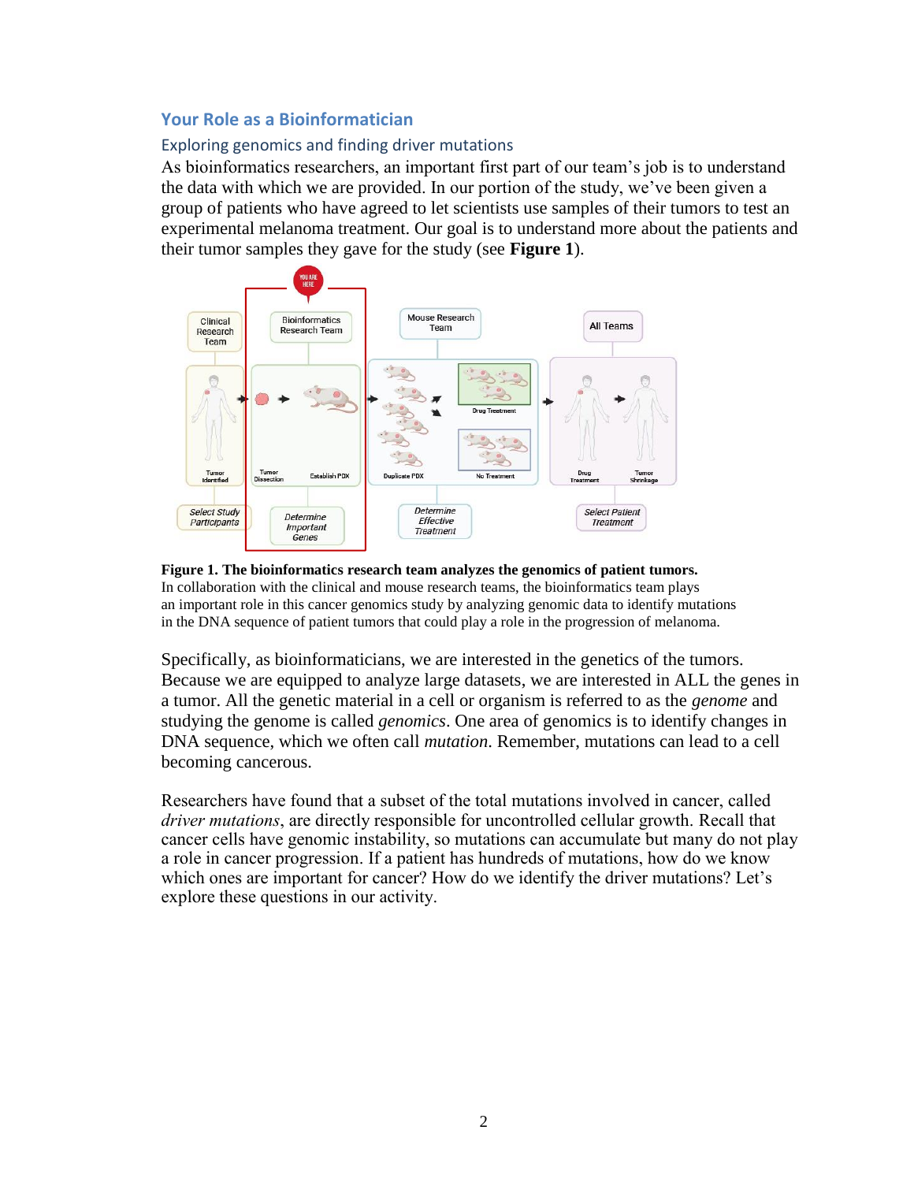## Your Role as a Bioinformatician

### Exploring genomics and finding driver mutations

As bioinformatics researchers, an important first part of our team's job is to understand the data with which we are provided. In our portion of the study, we've been given a group of patients who have agreed to let scientists use samples of their tumors to test an experimental melanoma treatment. Our goal is to understand more about the patients and their tumor samples they gave for the study (see **Figure 1**).

**Figure 1. The bioinformatics research team analyzes the genomics of patient tumors.** In collaboration with the clinical and mouse research teams, the bioinformatics team plays an important role in this cancer genomics study by analyzing genomic data to identify mutations in the DNA sequence of patient tumors that could play a role in the progression of melanoma.

Specifically, as bioinformaticians, we are interested in the genetics of the tumors. Because we are equipped to analyze large datasets, we are interested in ALL the genes in a tumor. All the genetic material in a cell or organism is referred to as the *genome* and studying the genome is called *genomics*. One area of genomics is to identify changes in DNA sequence, which we often call *mutation*. Remember, mutations can lead to a cell becoming cancerous.

Researchers have found that a subset of the total mutations involved in cancer, called *driver mutations*, are directly responsible for uncontrolled cellular growth. Recall that cancer cells have genomic instability, so mutations can accumulate but many do not play a role in cancer progression. If a patient has hundreds of mutations, how do we know which ones are important for cancer? How do we identify the driver mutations? Let's explore these questions in our activity.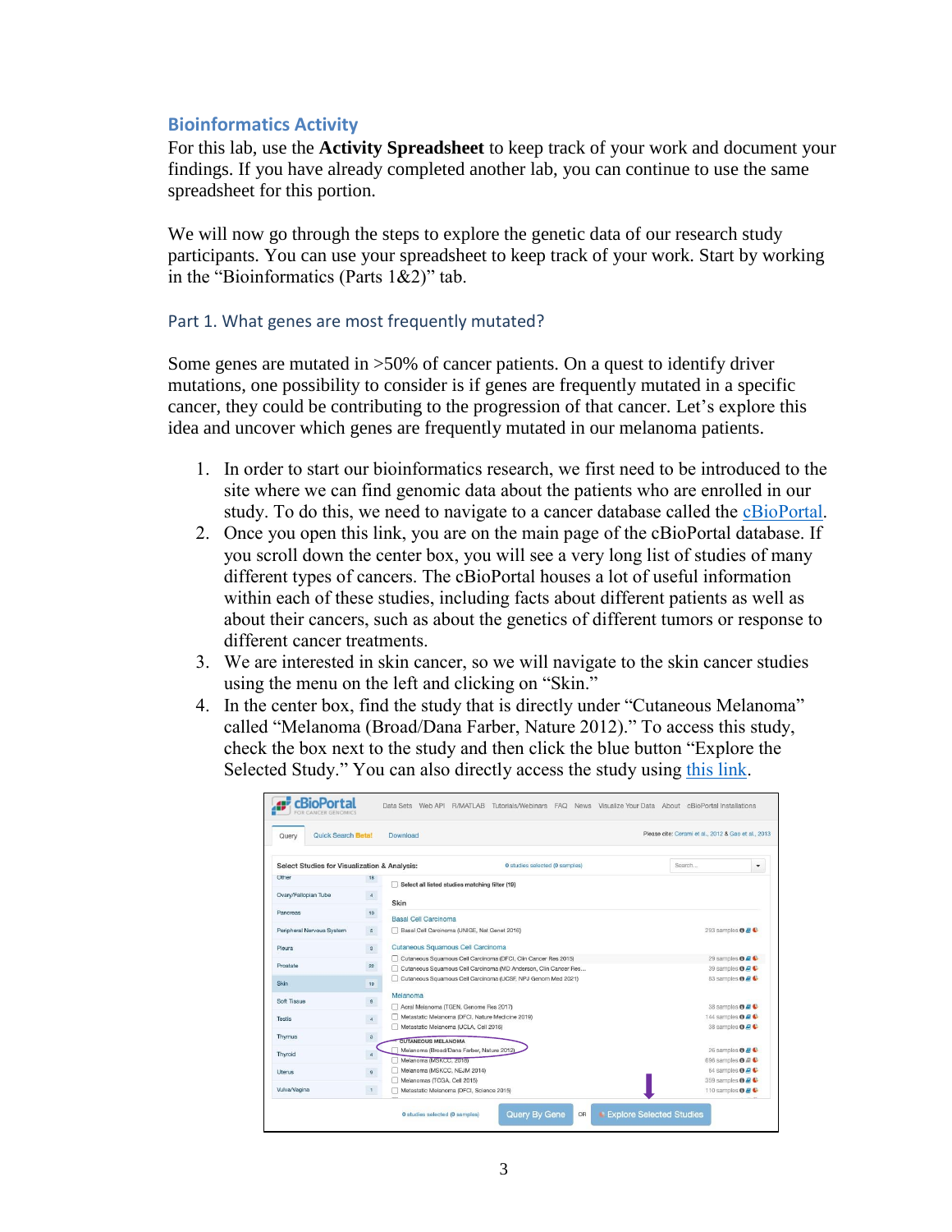## Bioinformatics Activity

For this lab, use the **Activity Spreadsheet** to keep track of your work and document your findings. If you have already completed another lab, you can continue to use the same spreadsheet for this portion.

We will now go through the steps to explore the genetic data of our research study participants. You can use your spreadsheet to keep track of your work. Start by working in the "Bioinformatics (Parts 1&2)" tab.

### Part 1. What genes are most frequently mutated?

Some genes are mutated in >50% of cancer patients. On a quest to identify driver mutations, one possibility to consider is if genes are frequently mutated in a specific cancer, they could be contributing to the progression of that cancer. Let's explore this idea and uncover which genes are frequently mutated in our melanoma patients.

1. In order to start our bioinformatics research, we first need to be introduced to the site where we can find genomic data about the patients who are enrolled in our study. To do this, we need to navigate to a cancer database called the cBioPortal.
2. Once you open this link, you are on the main page of the cBioPortal database. If you scroll down the center box, you will see a very long list of studies of many different types of cancers. The cBioPortal houses a lot of useful information within each of these studies, including facts about different patients as well as about their cancers, such as about the genetics of different tumors or response to different cancer treatments.
3. We are interested in skin cancer, so we will navigate to the skin cancer studies using the menu on the left and clicking on "Skin."
4. In the center box, find the study that is directly under "Cutaneous Melanoma" called "Melanoma (Broad/Dana Farber, Nature 2012)." To access this study, check the box next to the study and then click the blue button "Explore the Selected Study." You can also directly access the study using this link.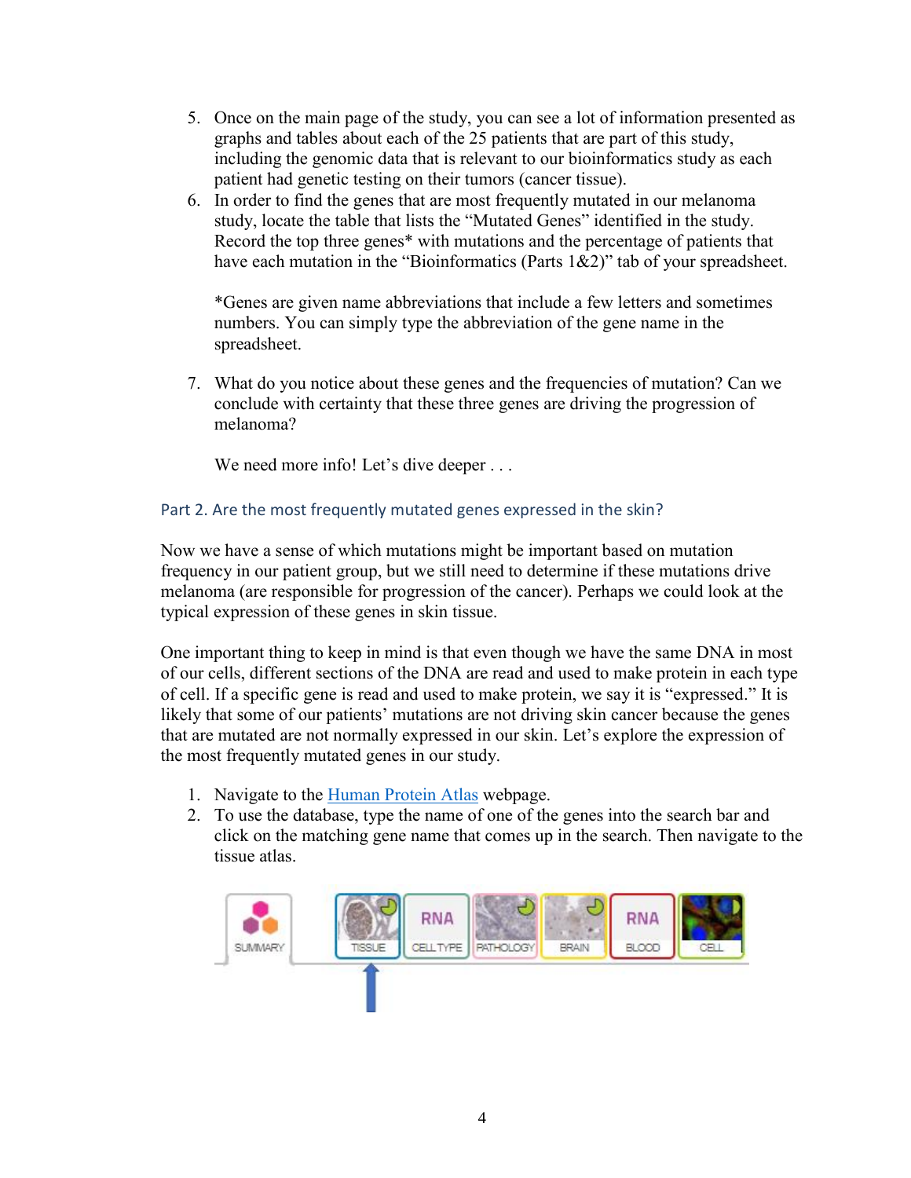5. Once on the main page of the study, you can see a lot of information presented as graphs and tables about each of the 25 patients that are part of this study, including the genomic data that is relevant to our bioinformatics study as each patient had genetic testing on their tumors (cancer tissue).
6. In order to find the genes that are most frequently mutated in our melanoma study, locate the table that lists the "Mutated Genes" identified in the study. Record the top three genes* with mutations and the percentage of patients that have each mutation in the "Bioinformatics (Parts 1&2)" tab of your spreadsheet.

   *Genes are given name abbreviations that include a few letters and sometimes numbers. You can simply type the abbreviation of the gene name in the spreadsheet.

7. What do you notice about these genes and the frequencies of mutation? Can we conclude with certainty that these three genes are driving the progression of melanoma?

   We need more info! Let's dive deeper . . .

## Part 2. Are the most frequently mutated genes expressed in the skin?

Now we have a sense of which mutations might be important based on mutation frequency in our patient group, but we still need to determine if these mutations drive melanoma (are responsible for progression of the cancer). Perhaps we could look at the typical expression of these genes in skin tissue.

One important thing to keep in mind is that even though we have the same DNA in most of our cells, different sections of the DNA are read and used to make protein in each type of cell. If a specific gene is read and used to make protein, we say it is "expressed." It is likely that some of our patients' mutations are not driving skin cancer because the genes that are mutated are not normally expressed in our skin. Let's explore the expression of the most frequently mutated genes in our study.

1. Navigate to the [Human Protein Atlas](Human Protein Atlas) webpage.
2. To use the database, type the name of one of the genes into the search bar and click on the matching gene name that comes up in the search. Then navigate to the tissue atlas.

SUMMARY | TISSUE | RNA CELL TYPE | PATHOLOGY | BRAIN | RNA BLOOD | CELL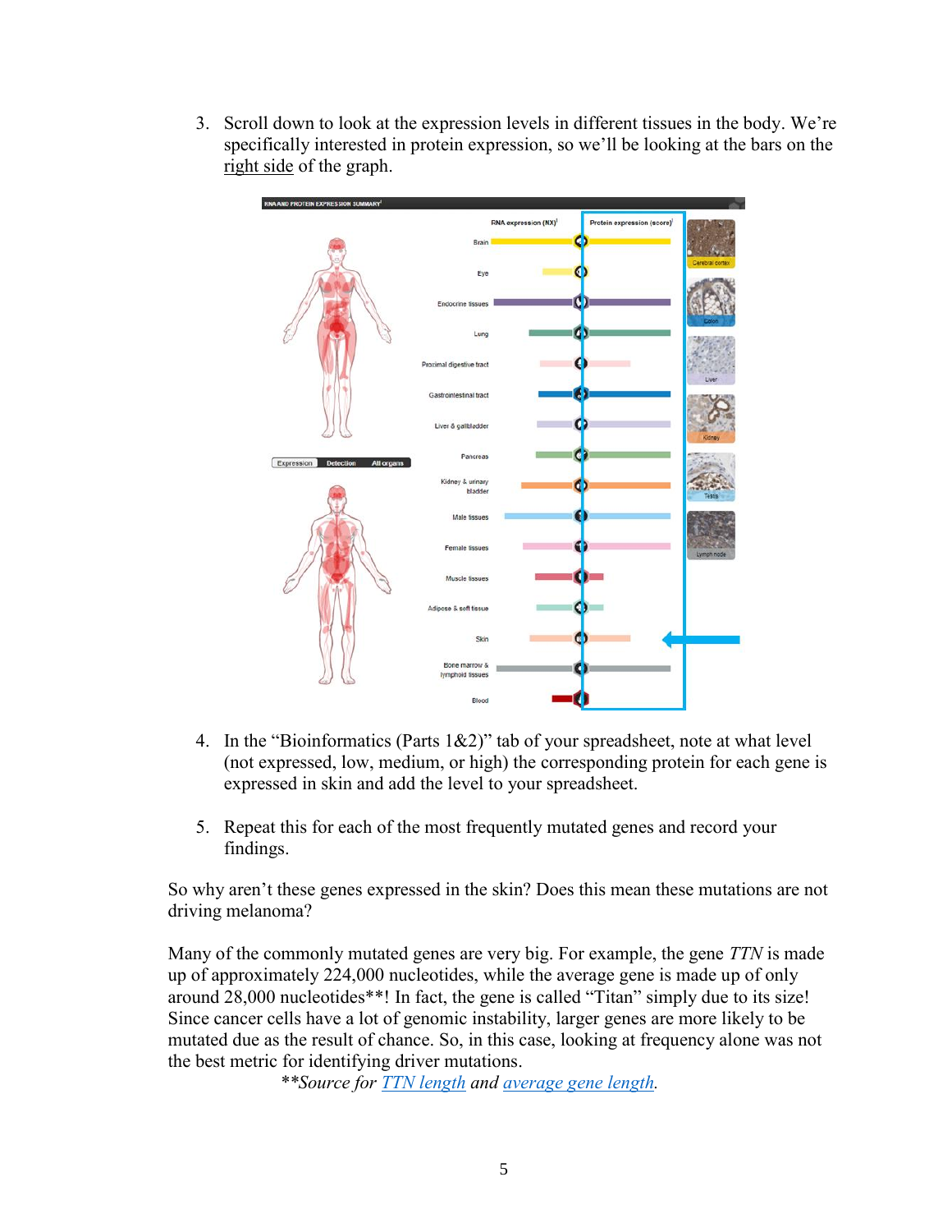3. Scroll down to look at the expression levels in different tissues in the body. We're specifically interested in protein expression, so we'll be looking at the bars on the right side of the graph.

4. In the "Bioinformatics (Parts 1&2)" tab of your spreadsheet, note at what level (not expressed, low, medium, or high) the corresponding protein for each gene is expressed in skin and add the level to your spreadsheet.

5. Repeat this for each of the most frequently mutated genes and record your findings.

So why aren't these genes expressed in the skin? Does this mean these mutations are not driving melanoma?

Many of the commonly mutated genes are very big. For example, the gene *TTN* is made up of approximately 224,000 nucleotides, while the average gene is made up of only around 28,000 nucleotides**! In fact, the gene is called "Titan" simply due to its size! Since cancer cells have a lot of genomic instability, larger genes are more likely to be mutated due as the result of chance. So, in this case, looking at frequency alone was not the best metric for identifying driver mutations.

*\*\*Source for TTN length and average gene length.*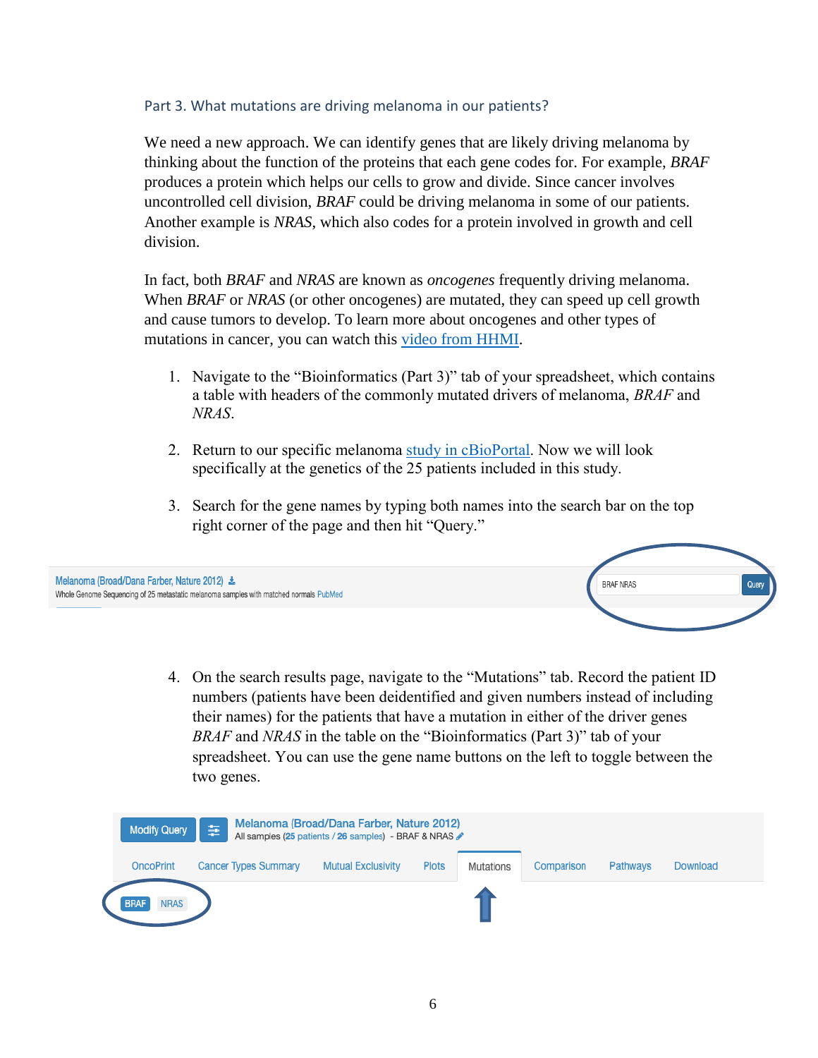## Part 3. What mutations are driving melanoma in our patients?

We need a new approach. We can identify genes that are likely driving melanoma by thinking about the function of the proteins that each gene codes for. For example, *BRAF* produces a protein which helps our cells to grow and divide. Since cancer involves uncontrolled cell division, *BRAF* could be driving melanoma in some of our patients. Another example is *NRAS*, which also codes for a protein involved in growth and cell division.

In fact, both *BRAF* and *NRAS* are known as *oncogenes* frequently driving melanoma. When *BRAF* or *NRAS* (or other oncogenes) are mutated, they can speed up cell growth and cause tumors to develop. To learn more about oncogenes and other types of mutations in cancer, you can watch this video from HHMI.

1. Navigate to the "Bioinformatics (Part 3)" tab of your spreadsheet, which contains a table with headers of the commonly mutated drivers of melanoma, *BRAF* and *NRAS*.

2. Return to our specific melanoma study in cBioPortal. Now we will look specifically at the genetics of the 25 patients included in this study.

3. Search for the gene names by typing both names into the search bar on the top right corner of the page and then hit "Query."

4. On the search results page, navigate to the "Mutations" tab. Record the patient ID numbers (patients have been deidentified and given numbers instead of including their names) for the patients that have a mutation in either of the driver genes *BRAF* and *NRAS* in the table on the "Bioinformatics (Part 3)" tab of your spreadsheet. You can use the gene name buttons on the left to toggle between the two genes.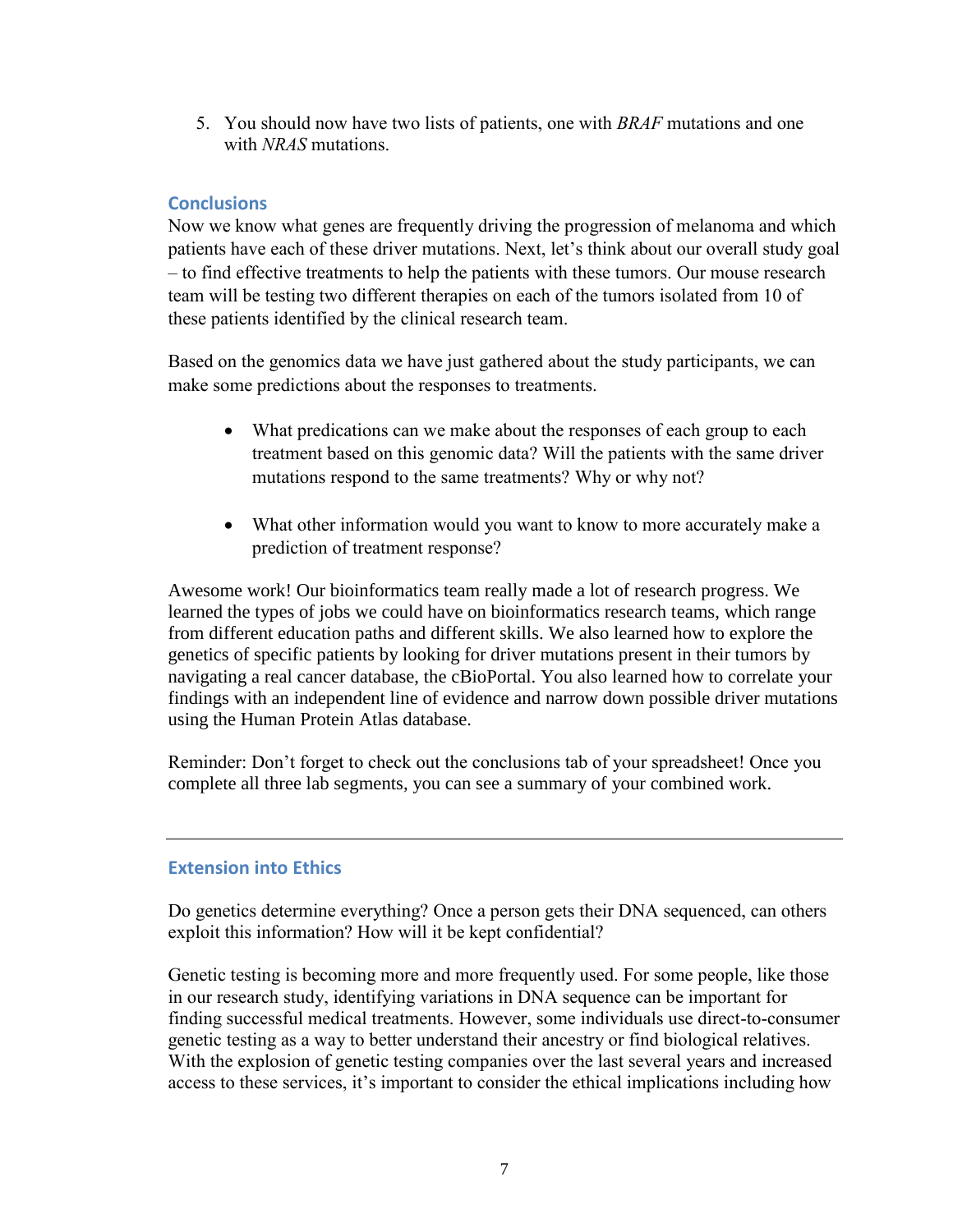5. You should now have two lists of patients, one with *BRAF* mutations and one with *NRAS* mutations.

## Conclusions

Now we know what genes are frequently driving the progression of melanoma and which patients have each of these driver mutations. Next, let's think about our overall study goal – to find effective treatments to help the patients with these tumors. Our mouse research team will be testing two different therapies on each of the tumors isolated from 10 of these patients identified by the clinical research team.

Based on the genomics data we have just gathered about the study participants, we can make some predictions about the responses to treatments.

- What predications can we make about the responses of each group to each treatment based on this genomic data? Will the patients with the same driver mutations respond to the same treatments? Why or why not?

- What other information would you want to know to more accurately make a prediction of treatment response?

Awesome work! Our bioinformatics team really made a lot of research progress. We learned the types of jobs we could have on bioinformatics research teams, which range from different education paths and different skills. We also learned how to explore the genetics of specific patients by looking for driver mutations present in their tumors by navigating a real cancer database, the cBioPortal. You also learned how to correlate your findings with an independent line of evidence and narrow down possible driver mutations using the Human Protein Atlas database.

Reminder: Don't forget to check out the conclusions tab of your spreadsheet! Once you complete all three lab segments, you can see a summary of your combined work.

---

## Extension into Ethics

Do genetics determine everything? Once a person gets their DNA sequenced, can others exploit this information? How will it be kept confidential?

Genetic testing is becoming more and more frequently used. For some people, like those in our research study, identifying variations in DNA sequence can be important for finding successful medical treatments. However, some individuals use direct-to-consumer genetic testing as a way to better understand their ancestry or find biological relatives. With the explosion of genetic testing companies over the last several years and increased access to these services, it's important to consider the ethical implications including how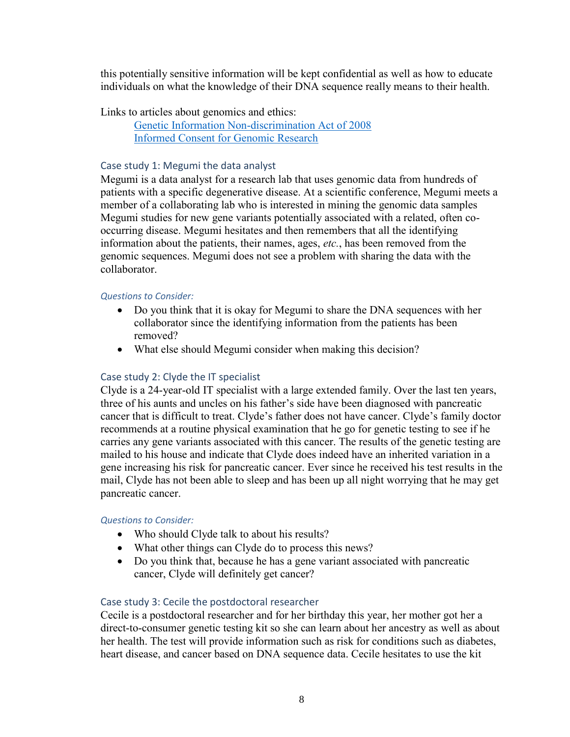this potentially sensitive information will be kept confidential as well as how to educate individuals on what the knowledge of their DNA sequence really means to their health.

Links to articles about genomics and ethics:

[Genetic Information Non-discrimination Act of 2008]()
[Informed Consent for Genomic Research]()

### Case study 1: Megumi the data analyst

Megumi is a data analyst for a research lab that uses genomic data from hundreds of patients with a specific degenerative disease. At a scientific conference, Megumi meets a member of a collaborating lab who is interested in mining the genomic data samples Megumi studies for new gene variants potentially associated with a related, often co-occurring disease. Megumi hesitates and then remembers that all the identifying information about the patients, their names, ages, *etc.*, has been removed from the genomic sequences. Megumi does not see a problem with sharing the data with the collaborator.

#### *Questions to Consider:*

- Do you think that it is okay for Megumi to share the DNA sequences with her collaborator since the identifying information from the patients has been removed?
- What else should Megumi consider when making this decision?

### Case study 2: Clyde the IT specialist

Clyde is a 24-year-old IT specialist with a large extended family. Over the last ten years, three of his aunts and uncles on his father's side have been diagnosed with pancreatic cancer that is difficult to treat. Clyde's father does not have cancer. Clyde's family doctor recommends at a routine physical examination that he go for genetic testing to see if he carries any gene variants associated with this cancer. The results of the genetic testing are mailed to his house and indicate that Clyde does indeed have an inherited variation in a gene increasing his risk for pancreatic cancer. Ever since he received his test results in the mail, Clyde has not been able to sleep and has been up all night worrying that he may get pancreatic cancer.

#### *Questions to Consider:*

- Who should Clyde talk to about his results?
- What other things can Clyde do to process this news?
- Do you think that, because he has a gene variant associated with pancreatic cancer, Clyde will definitely get cancer?

### Case study 3: Cecile the postdoctoral researcher

Cecile is a postdoctoral researcher and for her birthday this year, her mother got her a direct-to-consumer genetic testing kit so she can learn about her ancestry as well as about her health. The test will provide information such as risk for conditions such as diabetes, heart disease, and cancer based on DNA sequence data. Cecile hesitates to use the kit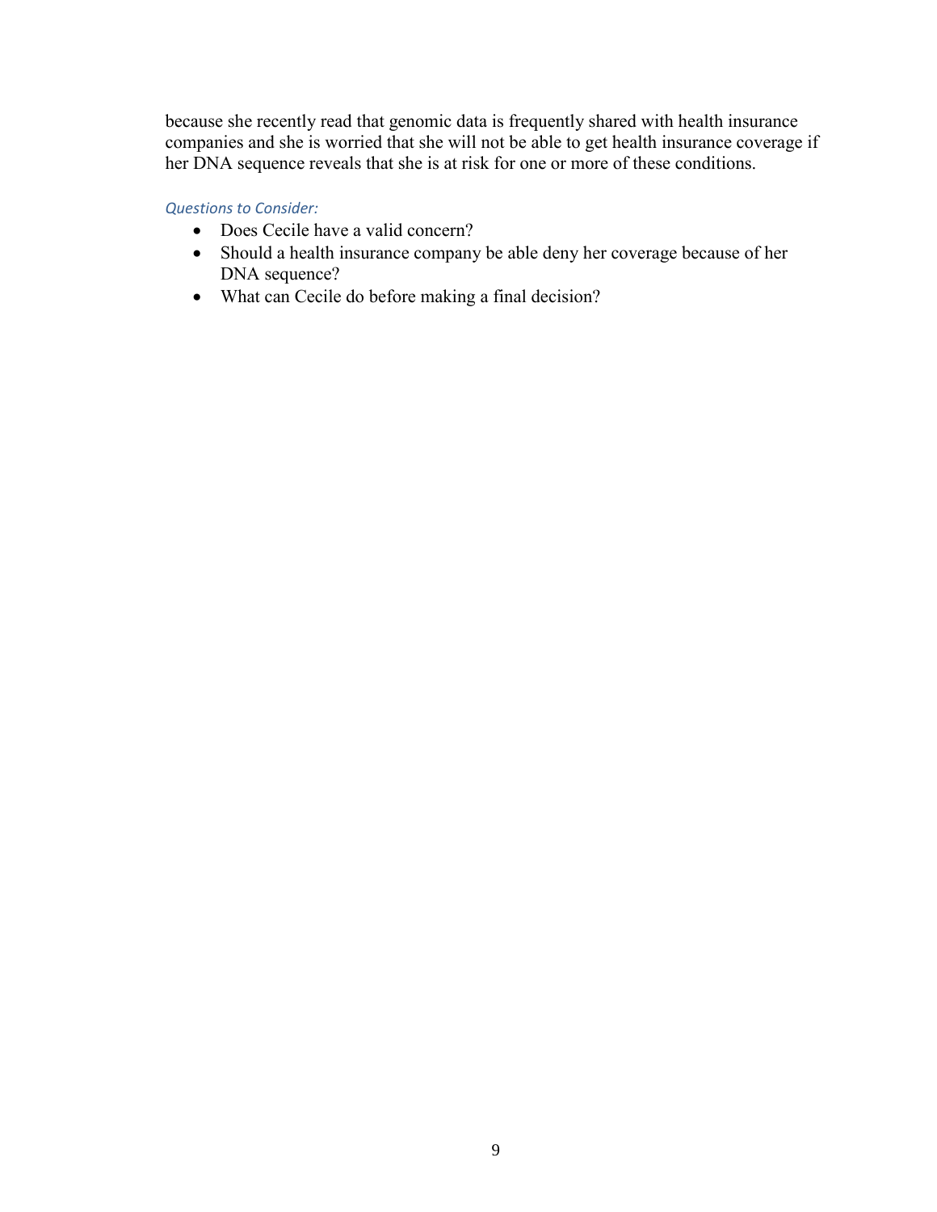because she recently read that genomic data is frequently shared with health insurance companies and she is worried that she will not be able to get health insurance coverage if her DNA sequence reveals that she is at risk for one or more of these conditions.

*Questions to Consider:*

- Does Cecile have a valid concern?
- Should a health insurance company be able deny her coverage because of her DNA sequence?
- What can Cecile do before making a final decision?